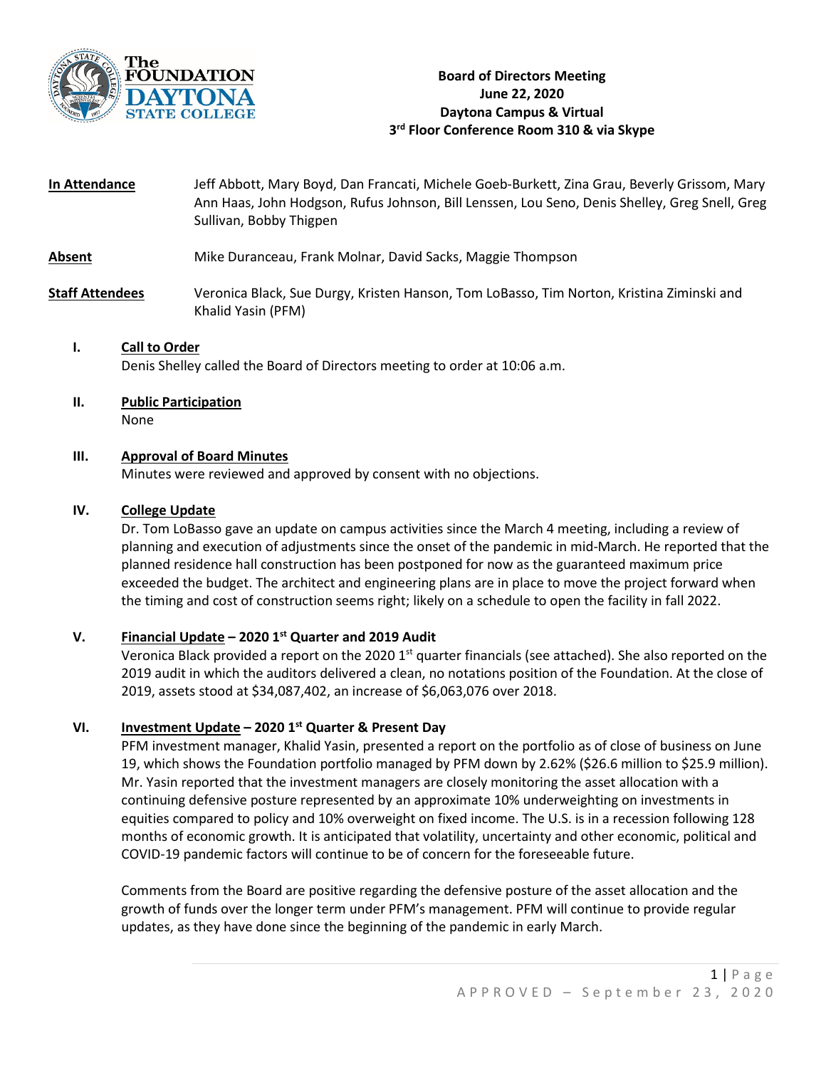**The Foundation Daytona State College**

**Board of Directors Meeting**
**June 22, 2020**
**Daytona Campus & Virtual**
**3rd Floor Conference Room 310 & via Skype**

**In Attendance** Jeff Abbott, Mary Boyd, Dan Francati, Michele Goeb-Burkett, Zina Grau, Beverly Grissom, Mary Ann Haas, John Hodgson, Rufus Johnson, Bill Lenssen, Lou Seno, Denis Shelley, Greg Snell, Greg Sullivan, Bobby Thigpen

**Absent** Mike Duranceau, Frank Molnar, David Sacks, Maggie Thompson

**Staff Attendees** Veronica Black, Sue Durgy, Kristen Hanson, Tom LoBasso, Tim Norton, Kristina Ziminski and Khalid Yasin (PFM)

**I. Call to Order**

Denis Shelley called the Board of Directors meeting to order at 10:06 a.m.

**II. Public Participation**

None

**III. Approval of Board Minutes**

Minutes were reviewed and approved by consent with no objections.

**IV. College Update**

Dr. Tom LoBasso gave an update on campus activities since the March 4 meeting, including a review of planning and execution of adjustments since the onset of the pandemic in mid-March. He reported that the planned residence hall construction has been postponed for now as the guaranteed maximum price exceeded the budget. The architect and engineering plans are in place to move the project forward when the timing and cost of construction seems right; likely on a schedule to open the facility in fall 2022.

**V. Financial Update – 2020 1st Quarter and 2019 Audit**

Veronica Black provided a report on the 2020 1st quarter financials (see attached). She also reported on the 2019 audit in which the auditors delivered a clean, no notations position of the Foundation. At the close of 2019, assets stood at $34,087,402, an increase of $6,063,076 over 2018.

**VI. Investment Update – 2020 1st Quarter & Present Day**

PFM investment manager, Khalid Yasin, presented a report on the portfolio as of close of business on June 19, which shows the Foundation portfolio managed by PFM down by 2.62% ($26.6 million to $25.9 million). Mr. Yasin reported that the investment managers are closely monitoring the asset allocation with a continuing defensive posture represented by an approximate 10% underweighting on investments in equities compared to policy and 10% overweight on fixed income. The U.S. is in a recession following 128 months of economic growth. It is anticipated that volatility, uncertainty and other economic, political and COVID-19 pandemic factors will continue to be of concern for the foreseeable future.

Comments from the Board are positive regarding the defensive posture of the asset allocation and the growth of funds over the longer term under PFM's management. PFM will continue to provide regular updates, as they have done since the beginning of the pandemic in early March.

APPROVED – September 23, 2020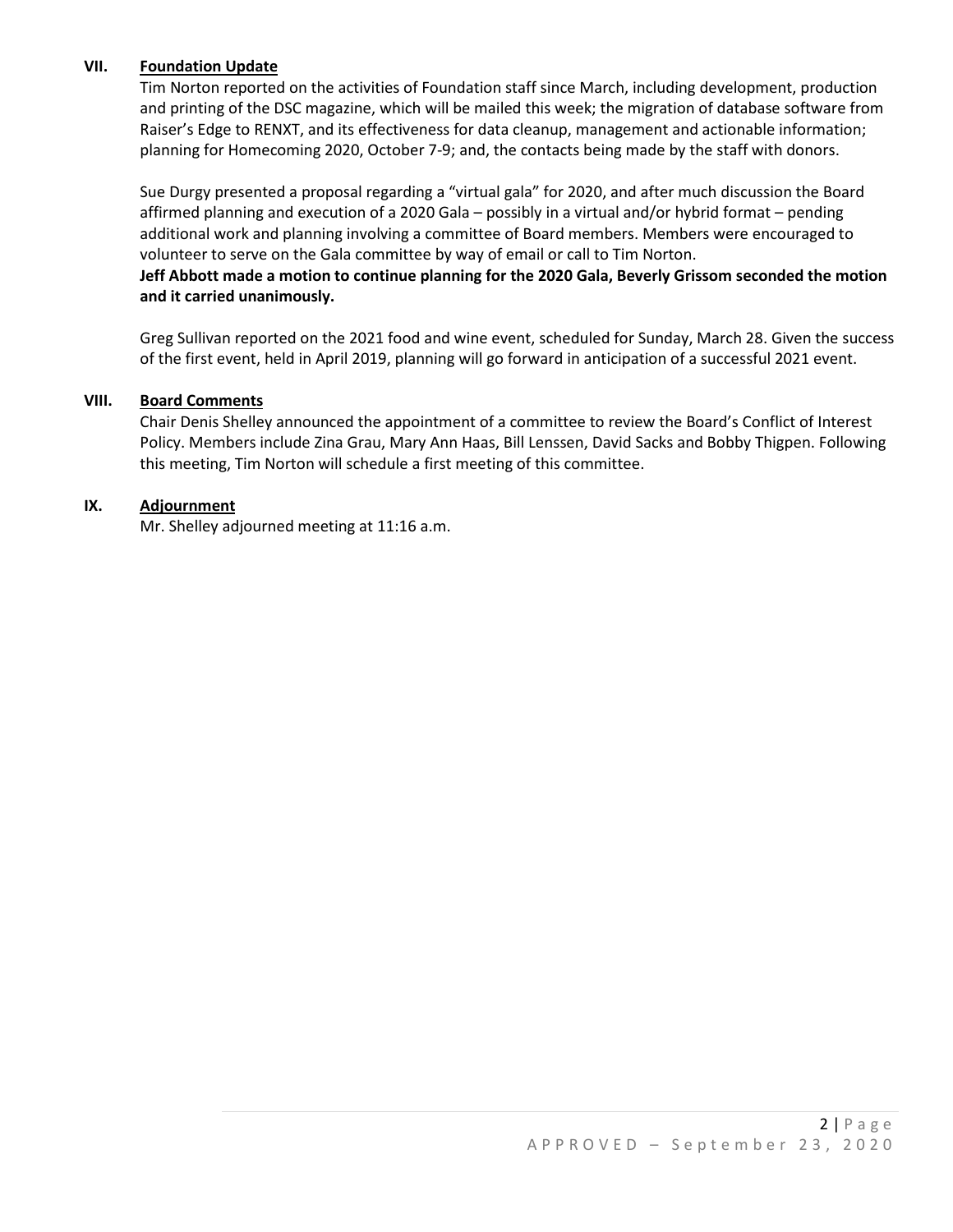## VII. Foundation Update

Tim Norton reported on the activities of Foundation staff since March, including development, production and printing of the DSC magazine, which will be mailed this week; the migration of database software from Raiser's Edge to RENXT, and its effectiveness for data cleanup, management and actionable information; planning for Homecoming 2020, October 7-9; and, the contacts being made by the staff with donors.

Sue Durgy presented a proposal regarding a "virtual gala" for 2020, and after much discussion the Board affirmed planning and execution of a 2020 Gala – possibly in a virtual and/or hybrid format – pending additional work and planning involving a committee of Board members. Members were encouraged to volunteer to serve on the Gala committee by way of email or call to Tim Norton.

**Jeff Abbott made a motion to continue planning for the 2020 Gala, Beverly Grissom seconded the motion and it carried unanimously.**

Greg Sullivan reported on the 2021 food and wine event, scheduled for Sunday, March 28. Given the success of the first event, held in April 2019, planning will go forward in anticipation of a successful 2021 event.

## VIII. Board Comments

Chair Denis Shelley announced the appointment of a committee to review the Board's Conflict of Interest Policy. Members include Zina Grau, Mary Ann Haas, Bill Lenssen, David Sacks and Bobby Thigpen. Following this meeting, Tim Norton will schedule a first meeting of this committee.

## IX. Adjournment

Mr. Shelley adjourned meeting at 11:16 a.m.

APPROVED – September 23, 2020